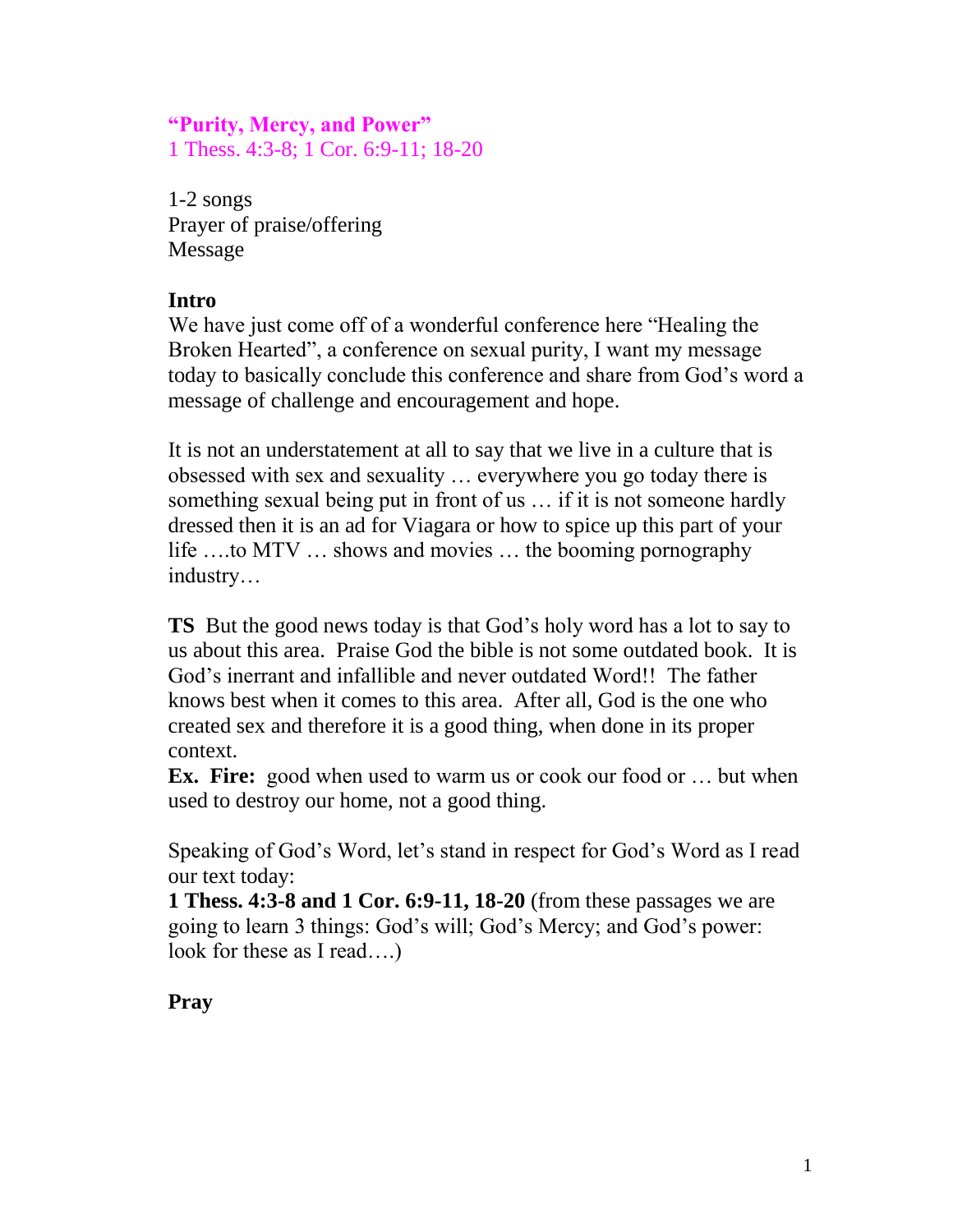**"Purity, Mercy, and Power"**
1 Thess. 4:3-8; 1 Cor. 6:9-11; 18-20

1-2 songs
Prayer of praise/offering
Message

**Intro**
We have just come off of a wonderful conference here "Healing the Broken Hearted", a conference on sexual purity, I want my message today to basically conclude this conference and share from God's word a message of challenge and encouragement and hope.

It is not an understatement at all to say that we live in a culture that is obsessed with sex and sexuality … everywhere you go today there is something sexual being put in front of us … if it is not someone hardly dressed then it is an ad for Viagara or how to spice up this part of your life ….to MTV … shows and movies … the booming pornography industry…

**TS** But the good news today is that God's holy word has a lot to say to us about this area. Praise God the bible is not some outdated book. It is God's inerrant and infallible and never outdated Word!! The father knows best when it comes to this area. After all, God is the one who created sex and therefore it is a good thing, when done in its proper context.
**Ex. Fire:** good when used to warm us or cook our food or … but when used to destroy our home, not a good thing.

Speaking of God's Word, let's stand in respect for God's Word as I read our text today:
**1 Thess. 4:3-8 and 1 Cor. 6:9-11, 18-20** (from these passages we are going to learn 3 things: God's will; God's Mercy; and God's power: look for these as I read….)

**Pray**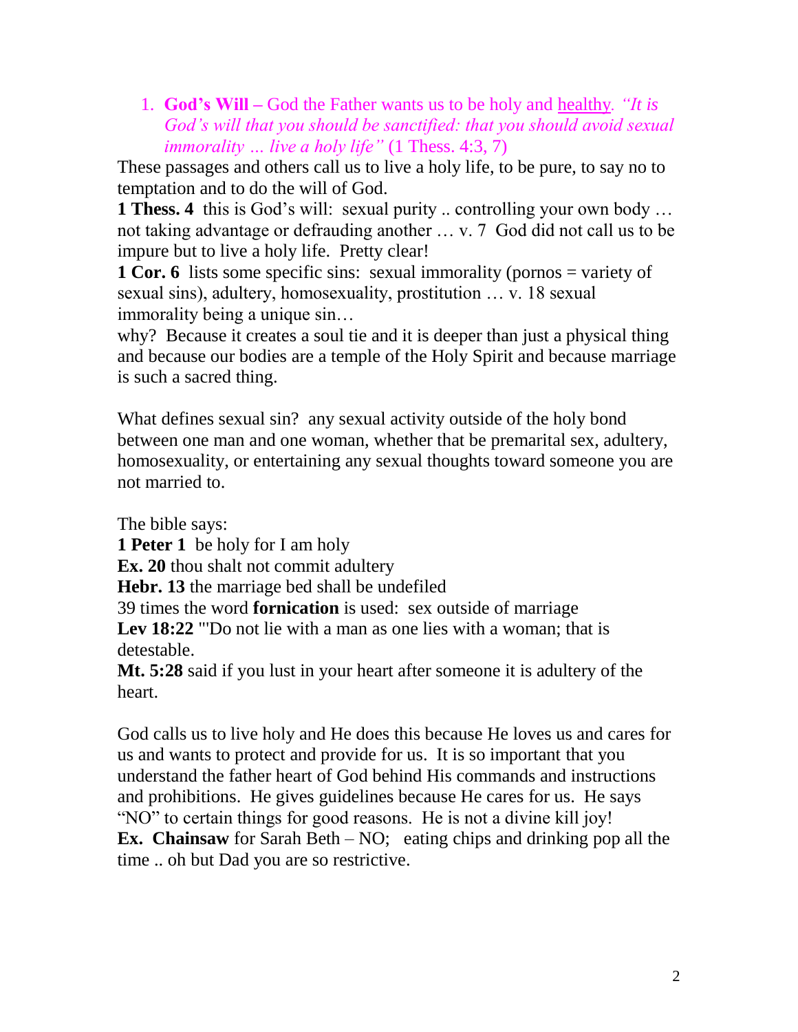1. **God's Will –** God the Father wants us to be holy and <u>healthy</u>. *"It is God's will that you should be sanctified: that you should avoid sexual immorality … live a holy life"* (1 Thess. 4:3, 7)

These passages and others call us to live a holy life, to be pure, to say no to temptation and to do the will of God.

**1 Thess. 4** this is God's will: sexual purity .. controlling your own body … not taking advantage or defrauding another … v. 7 God did not call us to be impure but to live a holy life. Pretty clear!

**1 Cor. 6** lists some specific sins: sexual immorality (pornos = variety of sexual sins), adultery, homosexuality, prostitution … v. 18 sexual immorality being a unique sin…

why? Because it creates a soul tie and it is deeper than just a physical thing and because our bodies are a temple of the Holy Spirit and because marriage is such a sacred thing.

What defines sexual sin? any sexual activity outside of the holy bond between one man and one woman, whether that be premarital sex, adultery, homosexuality, or entertaining any sexual thoughts toward someone you are not married to.

The bible says:

**1 Peter 1** be holy for I am holy

**Ex. 20** thou shalt not commit adultery

**Hebr. 13** the marriage bed shall be undefiled

39 times the word **fornication** is used: sex outside of marriage

**Lev 18:22** "'Do not lie with a man as one lies with a woman; that is detestable.

**Mt. 5:28** said if you lust in your heart after someone it is adultery of the heart.

God calls us to live holy and He does this because He loves us and cares for us and wants to protect and provide for us. It is so important that you understand the father heart of God behind His commands and instructions and prohibitions. He gives guidelines because He cares for us. He says "NO" to certain things for good reasons. He is not a divine kill joy!

**Ex. Chainsaw** for Sarah Beth – NO; eating chips and drinking pop all the time .. oh but Dad you are so restrictive.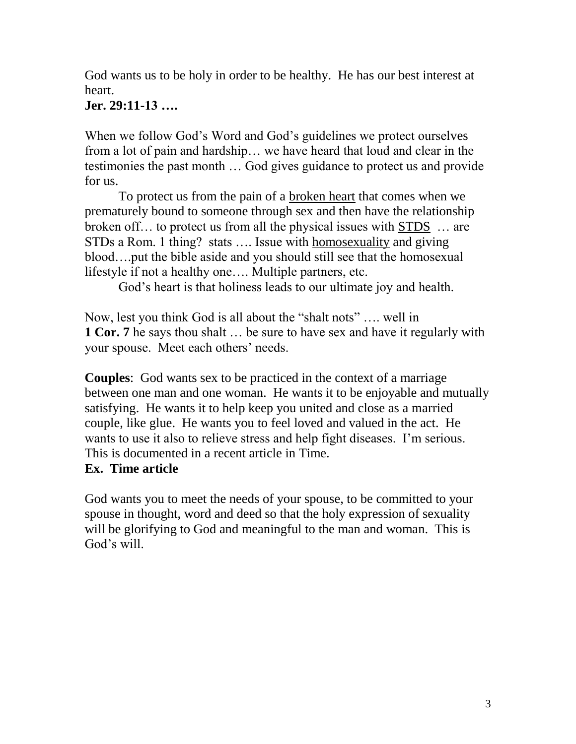God wants us to be holy in order to be healthy. He has our best interest at heart.

**Jer. 29:11-13 ….**

When we follow God's Word and God's guidelines we protect ourselves from a lot of pain and hardship… we have heard that loud and clear in the testimonies the past month … God gives guidance to protect us and provide for us.

To protect us from the pain of a <u>broken heart</u> that comes when we prematurely bound to someone through sex and then have the relationship broken off… to protect us from all the physical issues with <u>STDS</u> … are STDs a Rom. 1 thing? stats …. Issue with <u>homosexuality</u> and giving blood….put the bible aside and you should still see that the homosexual lifestyle if not a healthy one…. Multiple partners, etc.

God's heart is that holiness leads to our ultimate joy and health.

Now, lest you think God is all about the "shalt nots" …. well in **1 Cor. 7** he says thou shalt … be sure to have sex and have it regularly with your spouse. Meet each others' needs.

**Couples**: God wants sex to be practiced in the context of a marriage between one man and one woman. He wants it to be enjoyable and mutually satisfying. He wants it to help keep you united and close as a married couple, like glue. He wants you to feel loved and valued in the act. He wants to use it also to relieve stress and help fight diseases. I'm serious. This is documented in a recent article in Time.

**Ex. Time article**

God wants you to meet the needs of your spouse, to be committed to your spouse in thought, word and deed so that the holy expression of sexuality will be glorifying to God and meaningful to the man and woman. This is God's will.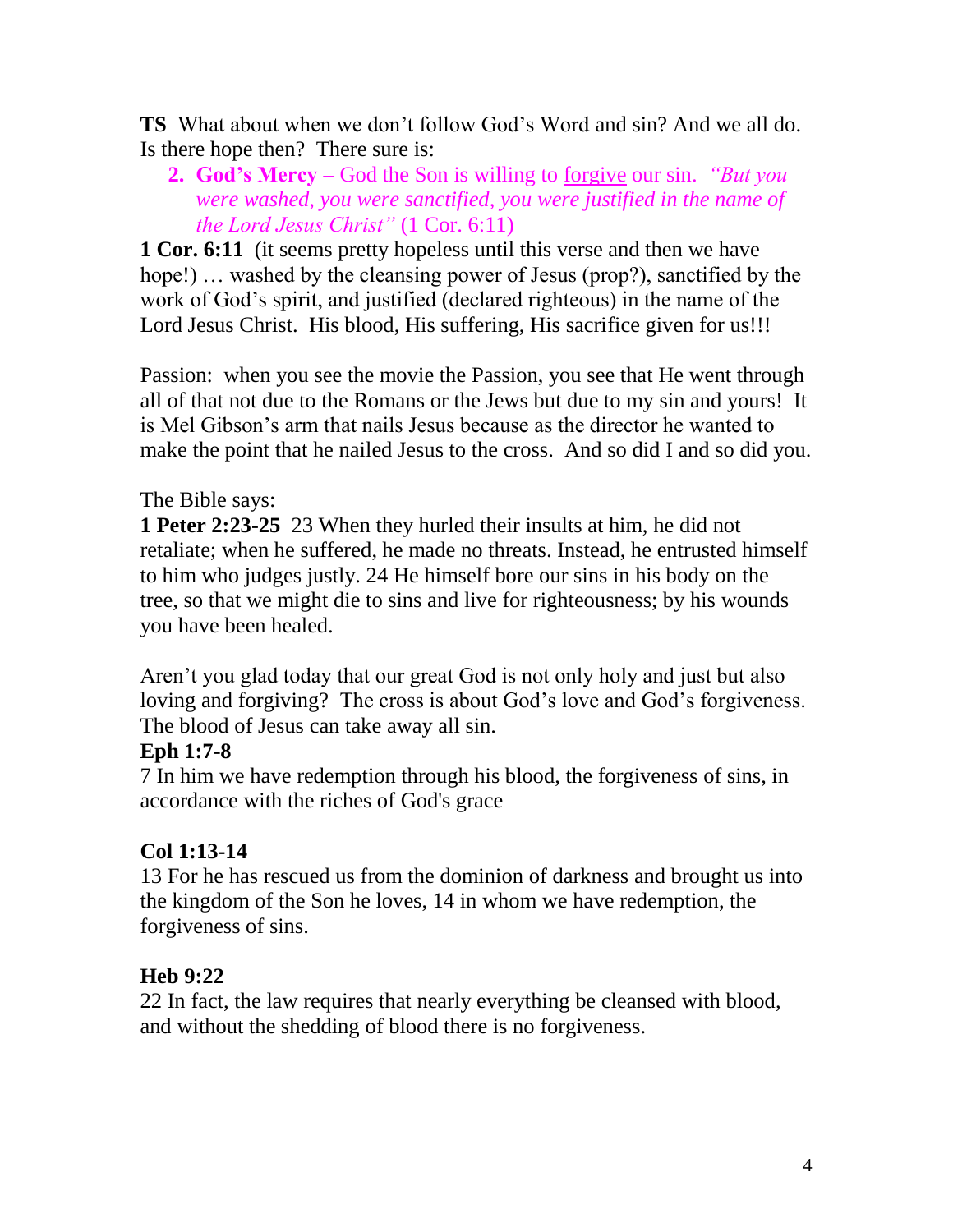**TS** What about when we don't follow God's Word and sin? And we all do. Is there hope then? There sure is:

2. **God's Mercy** – God the Son is willing to forgive our sin. *"But you were washed, you were sanctified, you were justified in the name of the Lord Jesus Christ"* (1 Cor. 6:11)

**1 Cor. 6:11** (it seems pretty hopeless until this verse and then we have hope!) … washed by the cleansing power of Jesus (prop?), sanctified by the work of God's spirit, and justified (declared righteous) in the name of the Lord Jesus Christ. His blood, His suffering, His sacrifice given for us!!!

Passion: when you see the movie the Passion, you see that He went through all of that not due to the Romans or the Jews but due to my sin and yours! It is Mel Gibson's arm that nails Jesus because as the director he wanted to make the point that he nailed Jesus to the cross. And so did I and so did you.

The Bible says:

**1 Peter 2:23-25** 23 When they hurled their insults at him, he did not retaliate; when he suffered, he made no threats. Instead, he entrusted himself to him who judges justly. 24 He himself bore our sins in his body on the tree, so that we might die to sins and live for righteousness; by his wounds you have been healed.

Aren't you glad today that our great God is not only holy and just but also loving and forgiving? The cross is about God's love and God's forgiveness. The blood of Jesus can take away all sin.

**Eph 1:7-8**

7 In him we have redemption through his blood, the forgiveness of sins, in accordance with the riches of God's grace

**Col 1:13-14**

13 For he has rescued us from the dominion of darkness and brought us into the kingdom of the Son he loves, 14 in whom we have redemption, the forgiveness of sins.

**Heb 9:22**

22 In fact, the law requires that nearly everything be cleansed with blood, and without the shedding of blood there is no forgiveness.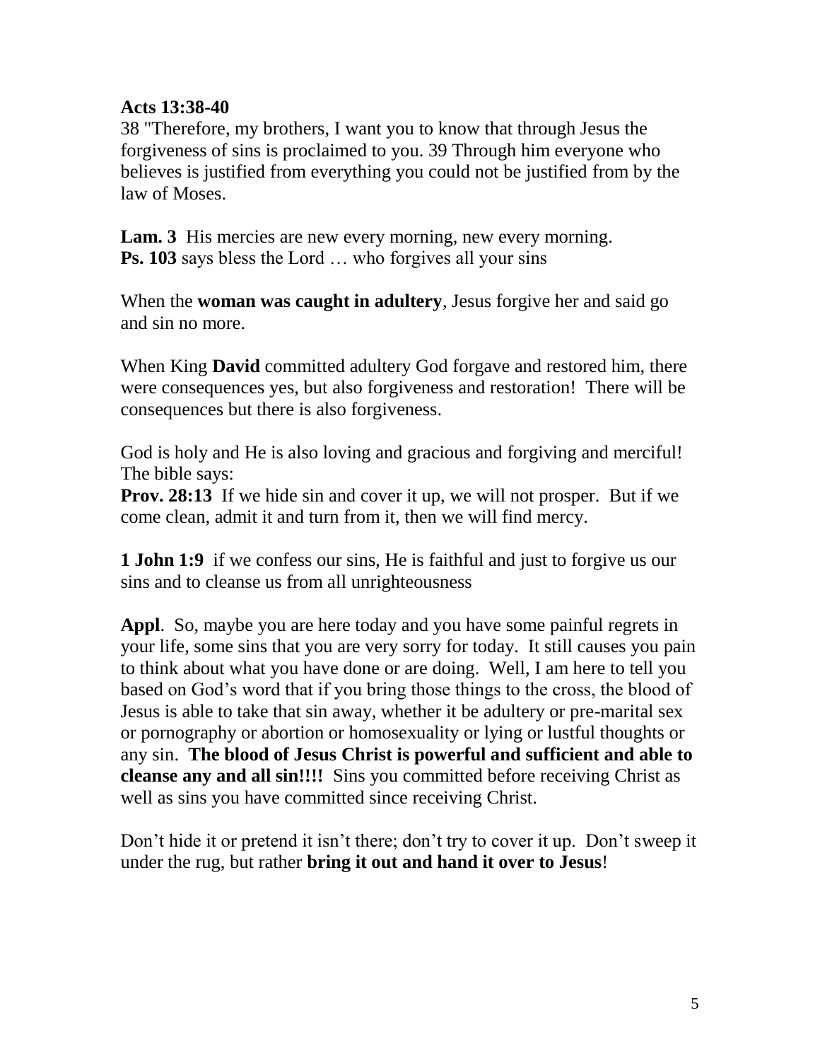**Acts 13:38-40**
38 "Therefore, my brothers, I want you to know that through Jesus the forgiveness of sins is proclaimed to you. 39 Through him everyone who believes is justified from everything you could not be justified from by the law of Moses.

**Lam. 3** His mercies are new every morning, new every morning.
**Ps. 103** says bless the Lord … who forgives all your sins

When the **woman was caught in adultery**, Jesus forgive her and said go and sin no more.

When King **David** committed adultery God forgave and restored him, there were consequences yes, but also forgiveness and restoration! There will be consequences but there is also forgiveness.

God is holy and He is also loving and gracious and forgiving and merciful! The bible says:
**Prov. 28:13** If we hide sin and cover it up, we will not prosper. But if we come clean, admit it and turn from it, then we will find mercy.

**1 John 1:9** if we confess our sins, He is faithful and just to forgive us our sins and to cleanse us from all unrighteousness

**Appl**. So, maybe you are here today and you have some painful regrets in your life, some sins that you are very sorry for today. It still causes you pain to think about what you have done or are doing. Well, I am here to tell you based on God's word that if you bring those things to the cross, the blood of Jesus is able to take that sin away, whether it be adultery or pre-marital sex or pornography or abortion or homosexuality or lying or lustful thoughts or any sin. **The blood of Jesus Christ is powerful and sufficient and able to cleanse any and all sin!!!!** Sins you committed before receiving Christ as well as sins you have committed since receiving Christ.

Don't hide it or pretend it isn't there; don't try to cover it up. Don't sweep it under the rug, but rather **bring it out and hand it over to Jesus**!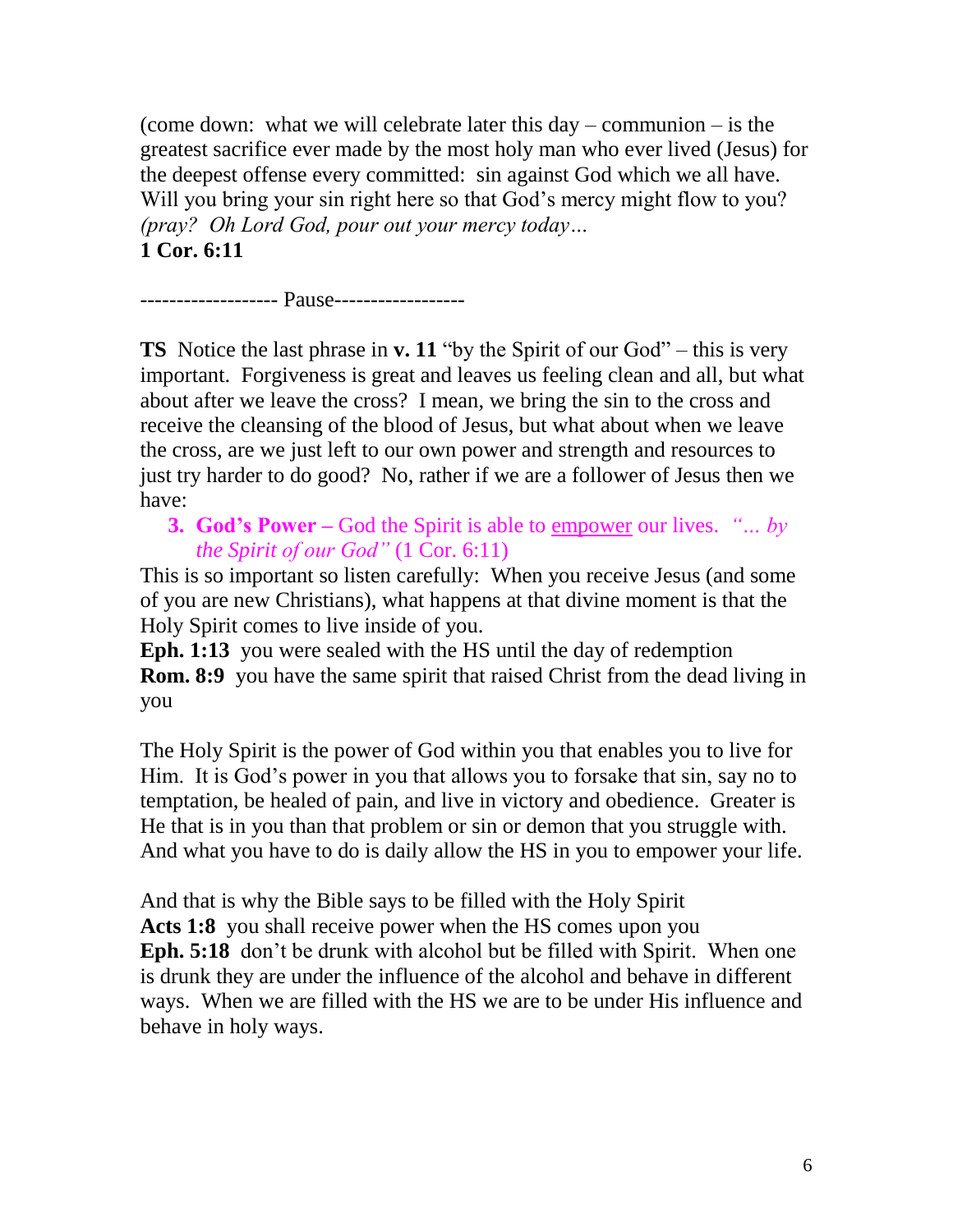(come down: what we will celebrate later this day – communion – is the greatest sacrifice ever made by the most holy man who ever lived (Jesus) for the deepest offense every committed: sin against God which we all have. Will you bring your sin right here so that God's mercy might flow to you? *(pray? Oh Lord God, pour out your mercy today…*
**1 Cor. 6:11**

------------------ Pause------------------

**TS** Notice the last phrase in **v. 11** "by the Spirit of our God" – this is very important. Forgiveness is great and leaves us feeling clean and all, but what about after we leave the cross? I mean, we bring the sin to the cross and receive the cleansing of the blood of Jesus, but what about when we leave the cross, are we just left to our own power and strength and resources to just try harder to do good? No, rather if we are a follower of Jesus then we have:

3. **God's Power –** God the Spirit is able to <u>empower</u> our lives. *"… by the Spirit of our God"* (1 Cor. 6:11)

This is so important so listen carefully: When you receive Jesus (and some of you are new Christians), what happens at that divine moment is that the Holy Spirit comes to live inside of you.
**Eph. 1:13** you were sealed with the HS until the day of redemption
**Rom. 8:9** you have the same spirit that raised Christ from the dead living in you

The Holy Spirit is the power of God within you that enables you to live for Him. It is God's power in you that allows you to forsake that sin, say no to temptation, be healed of pain, and live in victory and obedience. Greater is He that is in you than that problem or sin or demon that you struggle with. And what you have to do is daily allow the HS in you to empower your life.

And that is why the Bible says to be filled with the Holy Spirit
**Acts 1:8** you shall receive power when the HS comes upon you
**Eph. 5:18** don't be drunk with alcohol but be filled with Spirit. When one is drunk they are under the influence of the alcohol and behave in different ways. When we are filled with the HS we are to be under His influence and behave in holy ways.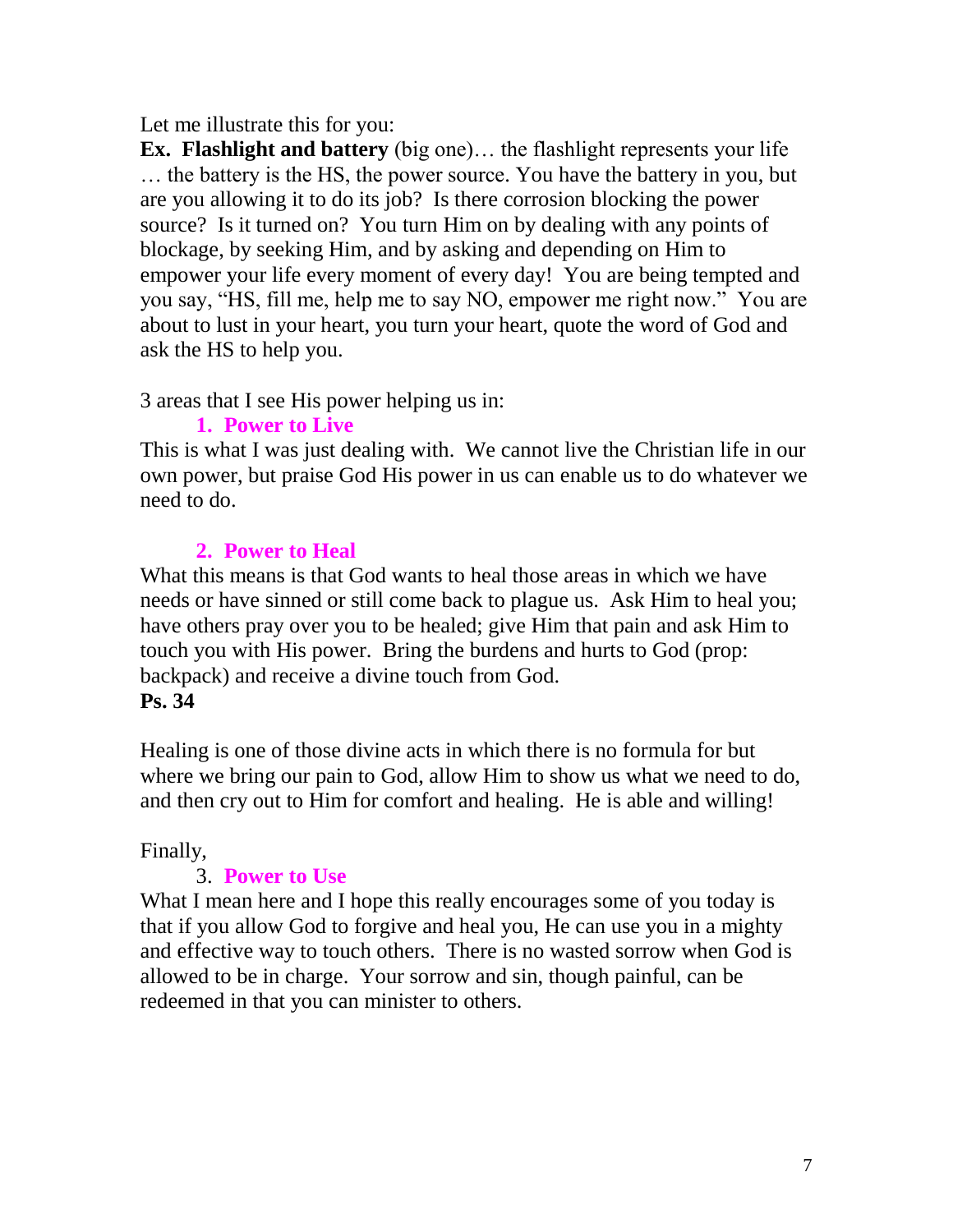Let me illustrate this for you:

**Ex. Flashlight and battery** (big one)… the flashlight represents your life … the battery is the HS, the power source. You have the battery in you, but are you allowing it to do its job? Is there corrosion blocking the power source? Is it turned on? You turn Him on by dealing with any points of blockage, by seeking Him, and by asking and depending on Him to empower your life every moment of every day! You are being tempted and you say, "HS, fill me, help me to say NO, empower me right now." You are about to lust in your heart, you turn your heart, quote the word of God and ask the HS to help you.

3 areas that I see His power helping us in:

1. **Power to Live**

This is what I was just dealing with. We cannot live the Christian life in our own power, but praise God His power in us can enable us to do whatever we need to do.

2. **Power to Heal**

What this means is that God wants to heal those areas in which we have needs or have sinned or still come back to plague us. Ask Him to heal you; have others pray over you to be healed; give Him that pain and ask Him to touch you with His power. Bring the burdens and hurts to God (prop: backpack) and receive a divine touch from God.

**Ps. 34**

Healing is one of those divine acts in which there is no formula for but where we bring our pain to God, allow Him to show us what we need to do, and then cry out to Him for comfort and healing. He is able and willing!

Finally,

3. **Power to Use**

What I mean here and I hope this really encourages some of you today is that if you allow God to forgive and heal you, He can use you in a mighty and effective way to touch others. There is no wasted sorrow when God is allowed to be in charge. Your sorrow and sin, though painful, can be redeemed in that you can minister to others.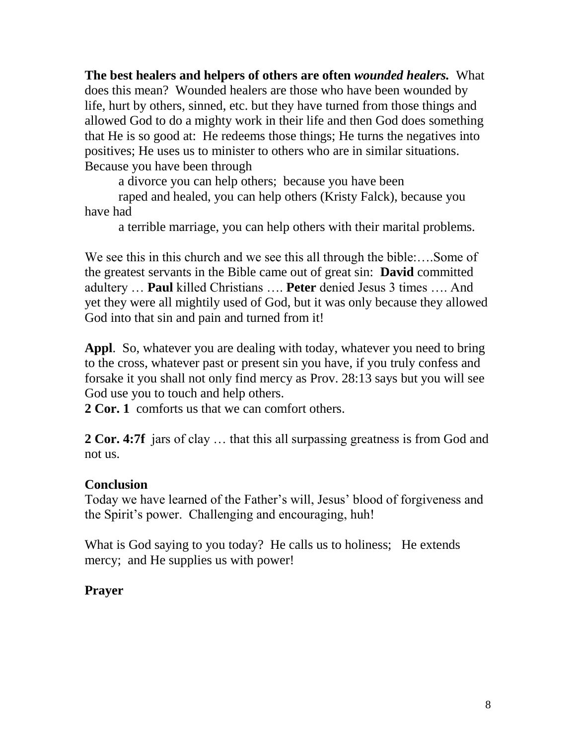**The best healers and helpers of others are often *wounded healers.*** What does this mean? Wounded healers are those who have been wounded by life, hurt by others, sinned, etc. but they have turned from those things and allowed God to do a mighty work in their life and then God does something that He is so good at: He redeems those things; He turns the negatives into positives; He uses us to minister to others who are in similar situations. Because you have been through

a divorce you can help others; because you have been

raped and healed, you can help others (Kristy Falck), because you have had

a terrible marriage, you can help others with their marital problems.

We see this in this church and we see this all through the bible:….Some of the greatest servants in the Bible came out of great sin: **David** committed adultery … **Paul** killed Christians …. **Peter** denied Jesus 3 times …. And yet they were all mightily used of God, but it was only because they allowed God into that sin and pain and turned from it!

**Appl**. So, whatever you are dealing with today, whatever you need to bring to the cross, whatever past or present sin you have, if you truly confess and forsake it you shall not only find mercy as Prov. 28:13 says but you will see God use you to touch and help others.

**2 Cor. 1** comforts us that we can comfort others.

**2 Cor. 4:7f** jars of clay … that this all surpassing greatness is from God and not us.

**Conclusion**

Today we have learned of the Father's will, Jesus' blood of forgiveness and the Spirit's power. Challenging and encouraging, huh!

What is God saying to you today? He calls us to holiness; He extends mercy; and He supplies us with power!

**Prayer**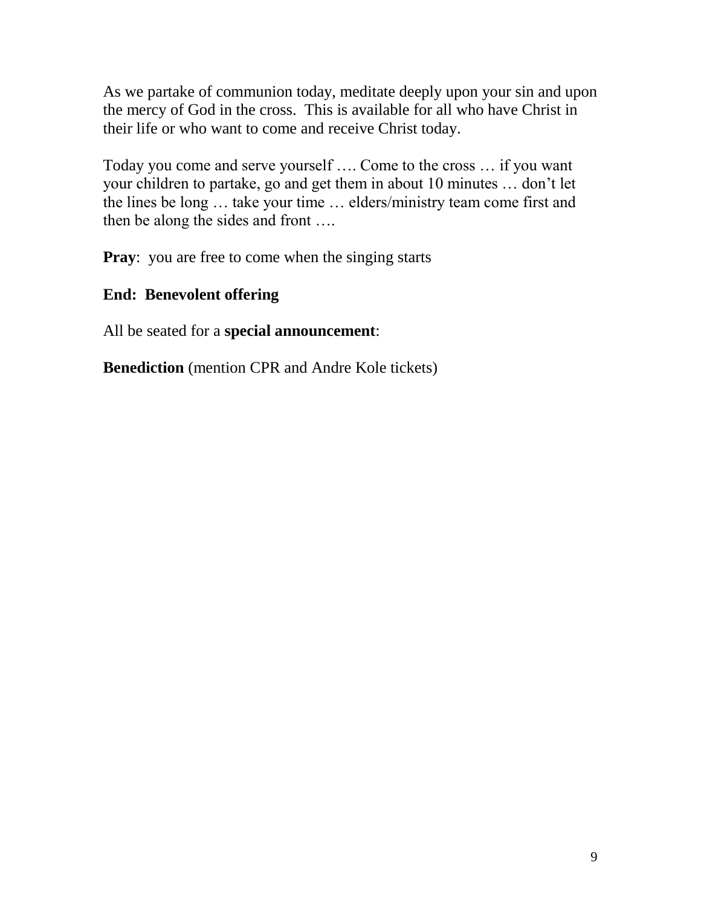As we partake of communion today, meditate deeply upon your sin and upon the mercy of God in the cross. This is available for all who have Christ in their life or who want to come and receive Christ today.

Today you come and serve yourself …. Come to the cross … if you want your children to partake, go and get them in about 10 minutes … don't let the lines be long … take your time … elders/ministry team come first and then be along the sides and front ….

**Pray**: you are free to come when the singing starts

**End: Benevolent offering**

All be seated for a **special announcement**:

**Benediction** (mention CPR and Andre Kole tickets)